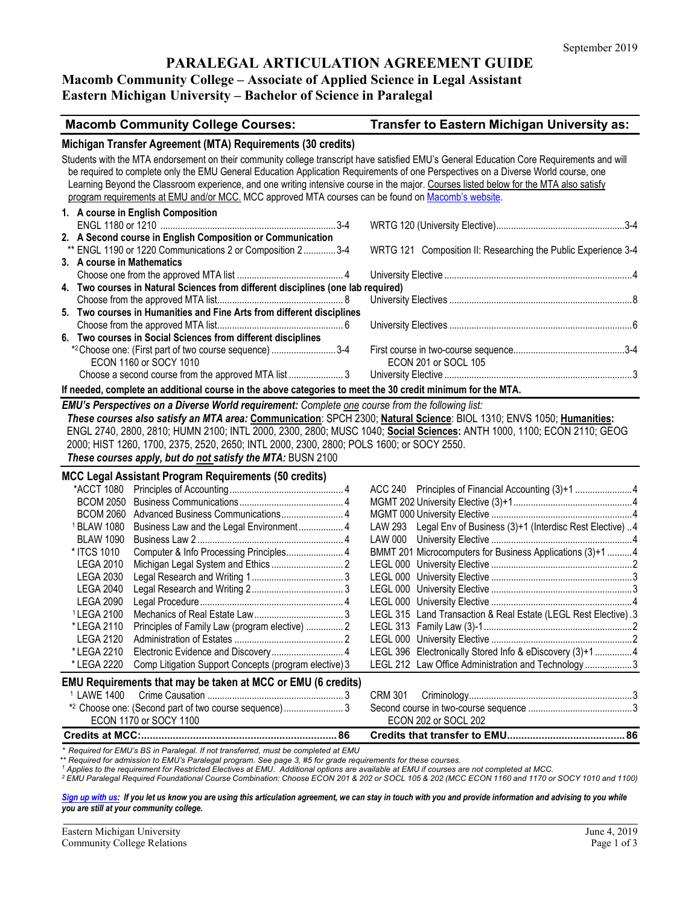September 2019

# PARALEGAL ARTICULATION AGREEMENT GUIDE

## Macomb Community College – Associate of Applied Science in Legal Assistant
## Eastern Michigan University – Bachelor of Science in Paralegal

| Macomb Community College Courses: | Transfer to Eastern Michigan University as: |
|---|---|

### Michigan Transfer Agreement (MTA) Requirements (30 credits)

Students with the MTA endorsement on their community college transcript have satisfied EMU's General Education Core Requirements and will be required to complete only the EMU General Education Application Requirements of one Perspectives on a Diverse World course, one Learning Beyond the Classroom experience, and one writing intensive course in the major. Courses listed below for the MTA also satisfy program requirements at EMU and/or MCC. MCC approved MTA courses can be found on Macomb's website.

| Macomb Community College Courses | Credits | Transfer to Eastern Michigan University as | Credits |
|---|---|---|---|
| **1. A course in English Composition** | | | |
| ENGL 1180 or 1210 | 3-4 | WRTG 120 (University Elective) | 3-4 |
| **2. A Second course in English Composition or Communication** | | | |
| ** ENGL 1190 or 1220 Communications 2 or Composition 2 | 3-4 | WRTG 121 Composition II: Researching the Public Experience | 3-4 |
| **3. A course in Mathematics** | | | |
| Choose one from the approved MTA list | 4 | University Elective | 4 |
| **4. Two courses in Natural Sciences from different disciplines (one lab required)** | | | |
| Choose from the approved MTA list | 8 | University Electives | 8 |
| **5. Two courses in Humanities and Fine Arts from different disciplines** | | | |
| Choose from the approved MTA list | 6 | University Electives | 6 |
| **6. Two courses in Social Sciences from different disciplines** | | | |
| *2 Choose one: (First part of two course sequence) ECON 1160 or SOCY 1010 | 3-4 | First course in two-course sequence ECON 201 or SOCL 105 | 3-4 |
| Choose a second course from the approved MTA list | 3 | University Elective | 3 |

**If needed, complete an additional course in the above categories to meet the 30 credit minimum for the MTA.**

***EMU's Perspectives on a Diverse World requirement:*** *Complete one course from the following list:*
***These courses also satisfy an MTA area:*** **Communication**: SPCH 2300; **Natural Science**: BIOL 1310; ENVS 1050; **Humanities:** ENGL 2740, 2800, 2810; HUMN 2100; INTL 2000, 2300, 2800; MUSC 1040; **Social Sciences:** ANTH 1000, 1100; ECON 2110; GEOG 2000; HIST 1260, 1700, 2375, 2520, 2650; INTL 2000, 2300, 2800; POLS 1600; or SOCY 2550.
***These courses apply, but do not satisfy the MTA:*** BUSN 2100

### MCC Legal Assistant Program Requirements (50 credits)

| MCC Course | Title | Credits | EMU Course | Title | Credits |
|---|---|---|---|---|---|
| *ACCT 1080 | Principles of Accounting | 4 | ACC 240 | Principles of Financial Accounting (3)+1 | 4 |
| BCOM 2050 | Business Communications | 4 | MGMT 202 | University Elective (3)+1 | 4 |
| BCOM 2060 | Advanced Business Communications | 4 | MGMT 000 | University Elective | 4 |
| [1] BLAW 1080 | Business Law and the Legal Environment | 4 | LAW 293 | Legal Env of Business (3)+1 (Interdisc Rest Elective) | 4 |
| BLAW 1090 | Business Law 2 | 4 | LAW 000 | University Elective | 4 |
| * ITCS 1010 | Computer & Info Processing Principles | 4 | BMMT 201 | Microcomputers for Business Applications (3)+1 | 4 |
| LEGA 2010 | Michigan Legal System and Ethics | 2 | LEGL 000 | University Elective | 2 |
| LEGA 2030 | Legal Research and Writing 1 | 3 | LEGL 000 | University Elective | 3 |
| LEGA 2040 | Legal Research and Writing 2 | 3 | LEGL 000 | University Elective | 3 |
| LEGA 2090 | Legal Procedure | 4 | LEGL 000 | University Elective | 4 |
| [1] LEGA 2100 | Mechanics of Real Estate Law | 3 | LEGL 315 | Land Transaction & Real Estate (LEGL Rest Elective) | 3 |
| * LEGA 2110 | Principles of Family Law (program elective) | 2 | LEGL 313 | Family Law (3)-1 | 2 |
| LEGA 2120 | Administration of Estates | 2 | LEGL 000 | University Elective | 2 |
| * LEGA 2210 | Electronic Evidence and Discovery | 4 | LEGL 396 | Electronically Stored Info & eDiscovery (3)+1 | 4 |
| * LEGA 2220 | Comp Litigation Support Concepts (program elective) | 3 | LEGL 212 | Law Office Administration and Technology | 3 |

### EMU Requirements that may be taken at MCC or EMU (6 credits)

| MCC Course | Title | Credits | EMU Course | Title | Credits |
|---|---|---|---|---|---|
| [1] LAWE 1400 | Crime Causation | 3 | CRM 301 | Criminology | 3 |
| *2 Choose one: (Second part of two course sequence) | ECON 1170 or SOCY 1100 | 3 | Second course in two-course sequence | ECON 202 or SOCL 202 | 3 |
| **Credits at MCC:** | | **86** | **Credits that transfer to EMU** | | **86** |

*\* Required for EMU's BS in Paralegal. If not transferred, must be completed at EMU*
*\*\* Required for admission to EMU's Paralegal program. See page 3, #5 for grade requirements for these courses.*
*[1] Applies to the requirement for Restricted Electives at EMU. Additional options are available at EMU if courses are not completed at MCC.*
*[2] EMU Paralegal Required Foundational Course Combination: Choose ECON 201 & 202 or SOCL 105 & 202 (MCC ECON 1160 and 1170 or SOCY 1010 and 1100)*

***Sign up with us:*** ***If you let us know you are using this articulation agreement, we can stay in touch with you and provide information and advising to you while you are still at your community college.***

Eastern Michigan University
Community College Relations

June 4, 2019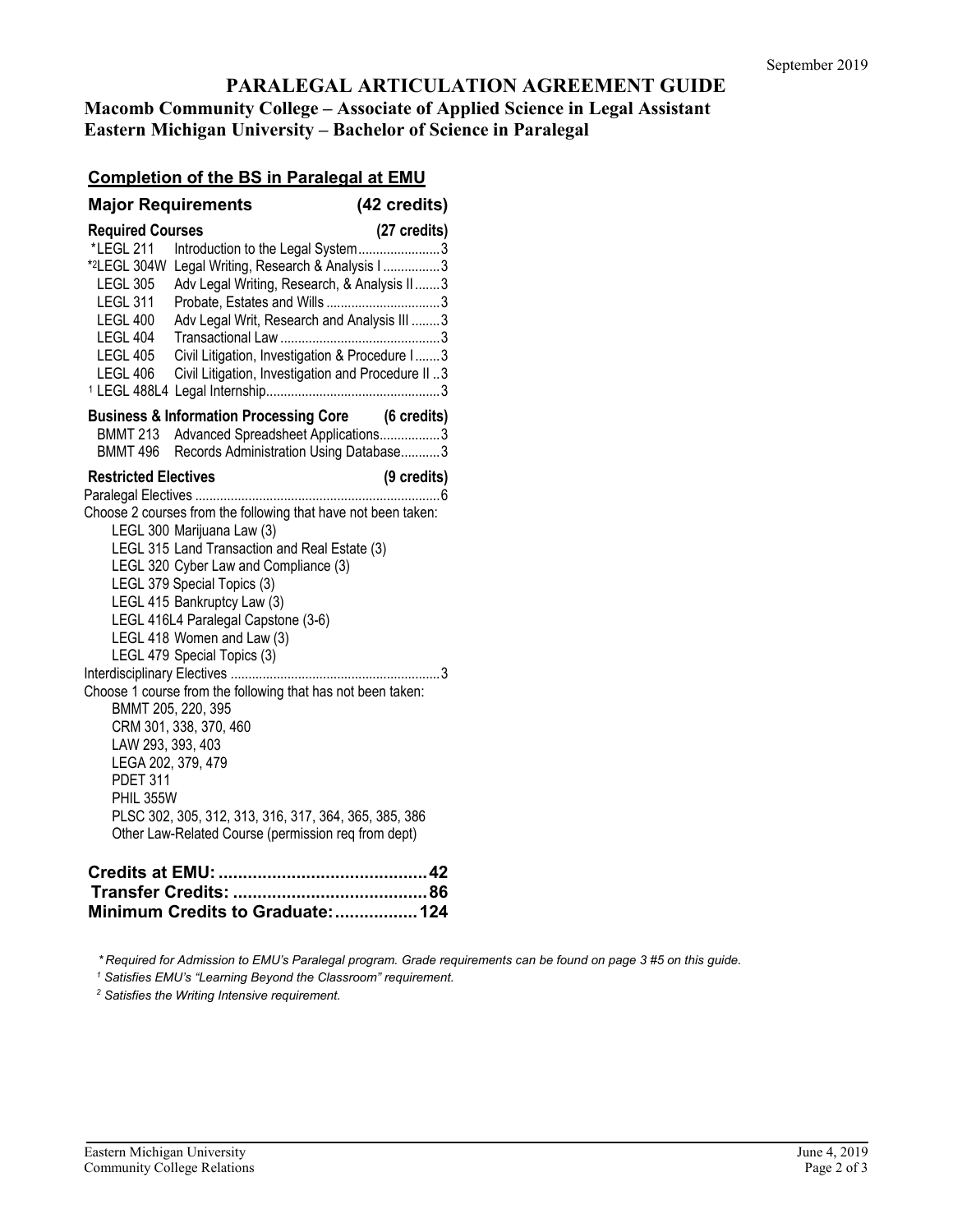September 2019

# PARALEGAL ARTICULATION AGREEMENT GUIDE

**Macomb Community College – Associate of Applied Science in Legal Assistant**
**Eastern Michigan University – Bachelor of Science in Paralegal**

## Completion of the BS in Paralegal at EMU

### Major Requirements (42 credits)

**Required Courses (27 credits)**

| Course | Title | Credits |
|---|---|---|
| *LEGL 211 | Introduction to the Legal System | 3 |
| *[2]LEGL 304W | Legal Writing, Research & Analysis I | 3 |
| LEGL 305 | Adv Legal Writing, Research, & Analysis II | 3 |
| LEGL 311 | Probate, Estates and Wills | 3 |
| LEGL 400 | Adv Legal Writ, Research and Analysis III | 3 |
| LEGL 404 | Transactional Law | 3 |
| LEGL 405 | Civil Litigation, Investigation & Procedure I | 3 |
| LEGL 406 | Civil Litigation, Investigation and Procedure II | 3 |
| [1] LEGL 488L4 | Legal Internship | 3 |

**Business & Information Processing Core (6 credits)**

| Course | Title | Credits |
|---|---|---|
| BMMT 213 | Advanced Spreadsheet Applications | 3 |
| BMMT 496 | Records Administration Using Database | 3 |

**Restricted Electives (9 credits)**

Paralegal Electives ........ 6

Choose 2 courses from the following that have not been taken:

- LEGL 300 Marijuana Law (3)
- LEGL 315 Land Transaction and Real Estate (3)
- LEGL 320 Cyber Law and Compliance (3)
- LEGL 379 Special Topics (3)
- LEGL 415 Bankruptcy Law (3)
- LEGL 416L4 Paralegal Capstone (3-6)
- LEGL 418 Women and Law (3)
- LEGL 479 Special Topics (3)

Interdisciplinary Electives ........ 3

Choose 1 course from the following that has not been taken:

- BMMT 205, 220, 395
- CRM 301, 338, 370, 460
- LAW 293, 393, 403
- LEGA 202, 379, 479
- PDET 311
- PHIL 355W
- PLSC 302, 305, 312, 313, 316, 317, 364, 365, 385, 386
- Other Law-Related Course (permission req from dept)

**Credits at EMU: ........ 42**
**Transfer Credits: ........ 86**
**Minimum Credits to Graduate: ........ 124**

*\* Required for Admission to EMU's Paralegal program. Grade requirements can be found on page 3 #5 on this guide.*

*[1] Satisfies EMU's "Learning Beyond the Classroom" requirement.*

*[2] Satisfies the Writing Intensive requirement.*

Eastern Michigan University
Community College Relations

June 4, 2019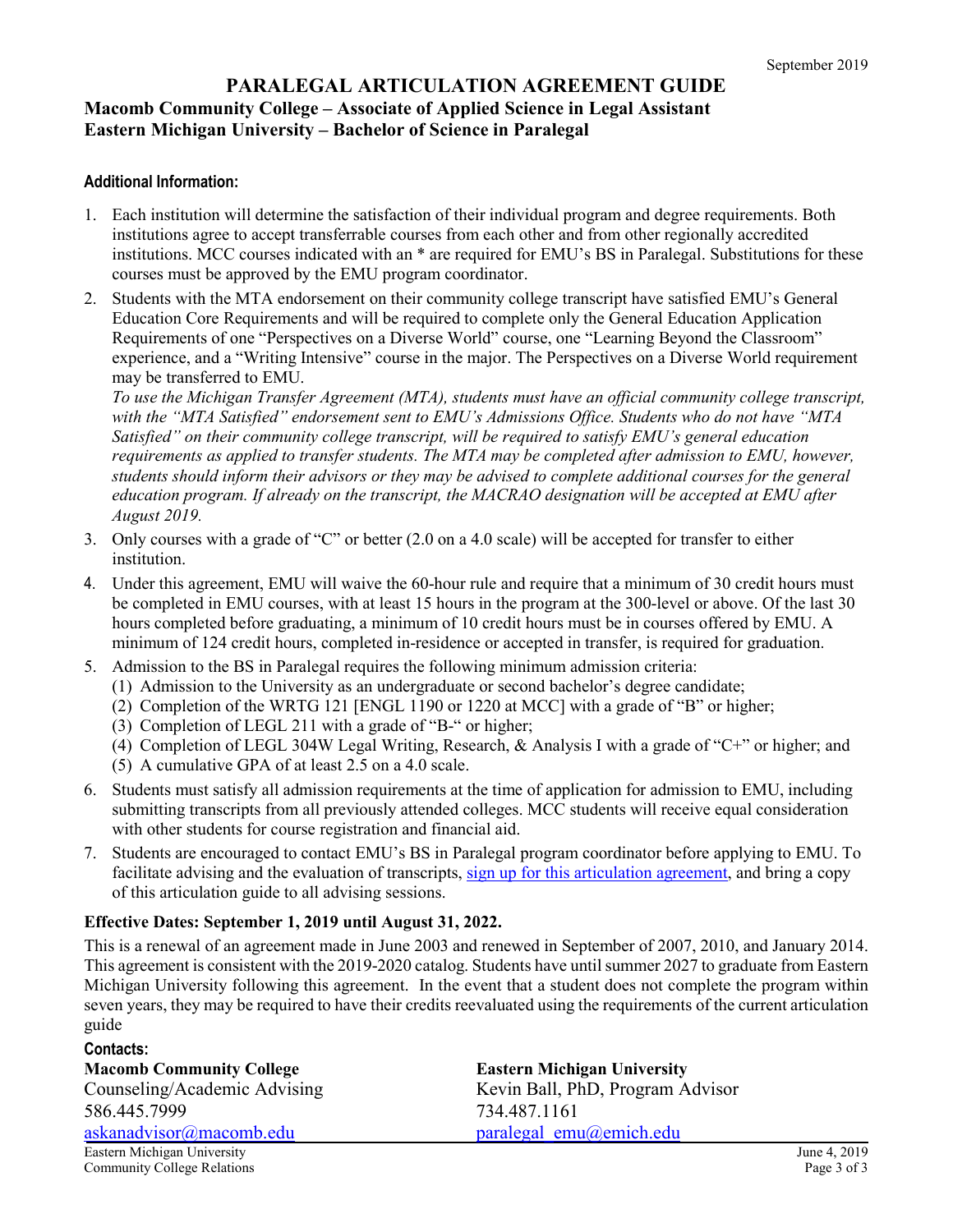September 2019

# PARALEGAL ARTICULATION AGREEMENT GUIDE

## Macomb Community College – Associate of Applied Science in Legal Assistant
## Eastern Michigan University – Bachelor of Science in Paralegal

### Additional Information:

1. Each institution will determine the satisfaction of their individual program and degree requirements. Both institutions agree to accept transferrable courses from each other and from other regionally accredited institutions. MCC courses indicated with an * are required for EMU's BS in Paralegal. Substitutions for these courses must be approved by the EMU program coordinator.
2. Students with the MTA endorsement on their community college transcript have satisfied EMU's General Education Core Requirements and will be required to complete only the General Education Application Requirements of one "Perspectives on a Diverse World" course, one "Learning Beyond the Classroom" experience, and a "Writing Intensive" course in the major. The Perspectives on a Diverse World requirement may be transferred to EMU.
   *To use the Michigan Transfer Agreement (MTA), students must have an official community college transcript, with the "MTA Satisfied" endorsement sent to EMU's Admissions Office. Students who do not have "MTA Satisfied" on their community college transcript, will be required to satisfy EMU's general education requirements as applied to transfer students. The MTA may be completed after admission to EMU, however, students should inform their advisors or they may be advised to complete additional courses for the general education program. If already on the transcript, the MACRAO designation will be accepted at EMU after August 2019.*
3. Only courses with a grade of "C" or better (2.0 on a 4.0 scale) will be accepted for transfer to either institution.
4. Under this agreement, EMU will waive the 60-hour rule and require that a minimum of 30 credit hours must be completed in EMU courses, with at least 15 hours in the program at the 300-level or above. Of the last 30 hours completed before graduating, a minimum of 10 credit hours must be in courses offered by EMU. A minimum of 124 credit hours, completed in-residence or accepted in transfer, is required for graduation.
5. Admission to the BS in Paralegal requires the following minimum admission criteria:
   (1) Admission to the University as an undergraduate or second bachelor's degree candidate;
   (2) Completion of the WRTG 121 [ENGL 1190 or 1220 at MCC] with a grade of "B" or higher;
   (3) Completion of LEGL 211 with a grade of "B-" or higher;
   (4) Completion of LEGL 304W Legal Writing, Research, & Analysis I with a grade of "C+" or higher; and
   (5) A cumulative GPA of at least 2.5 on a 4.0 scale.
6. Students must satisfy all admission requirements at the time of application for admission to EMU, including submitting transcripts from all previously attended colleges. MCC students will receive equal consideration with other students for course registration and financial aid.
7. Students are encouraged to contact EMU's BS in Paralegal program coordinator before applying to EMU. To facilitate advising and the evaluation of transcripts, sign up for this articulation agreement, and bring a copy of this articulation guide to all advising sessions.

**Effective Dates: September 1, 2019 until August 31, 2022.**

This is a renewal of an agreement made in June 2003 and renewed in September of 2007, 2010, and January 2014. This agreement is consistent with the 2019-2020 catalog. Students have until summer 2027 to graduate from Eastern Michigan University following this agreement. In the event that a student does not complete the program within seven years, they may be required to have their credits reevaluated using the requirements of the current articulation guide

**Contacts:**

**Macomb Community College**
Counseling/Academic Advising
586.445.7999
askanadvisor@macomb.edu

**Eastern Michigan University**
Kevin Ball, PhD, Program Advisor
734.487.1161
paralegal_emu@emich.edu

Eastern Michigan University
Community College Relations

June 4, 2019